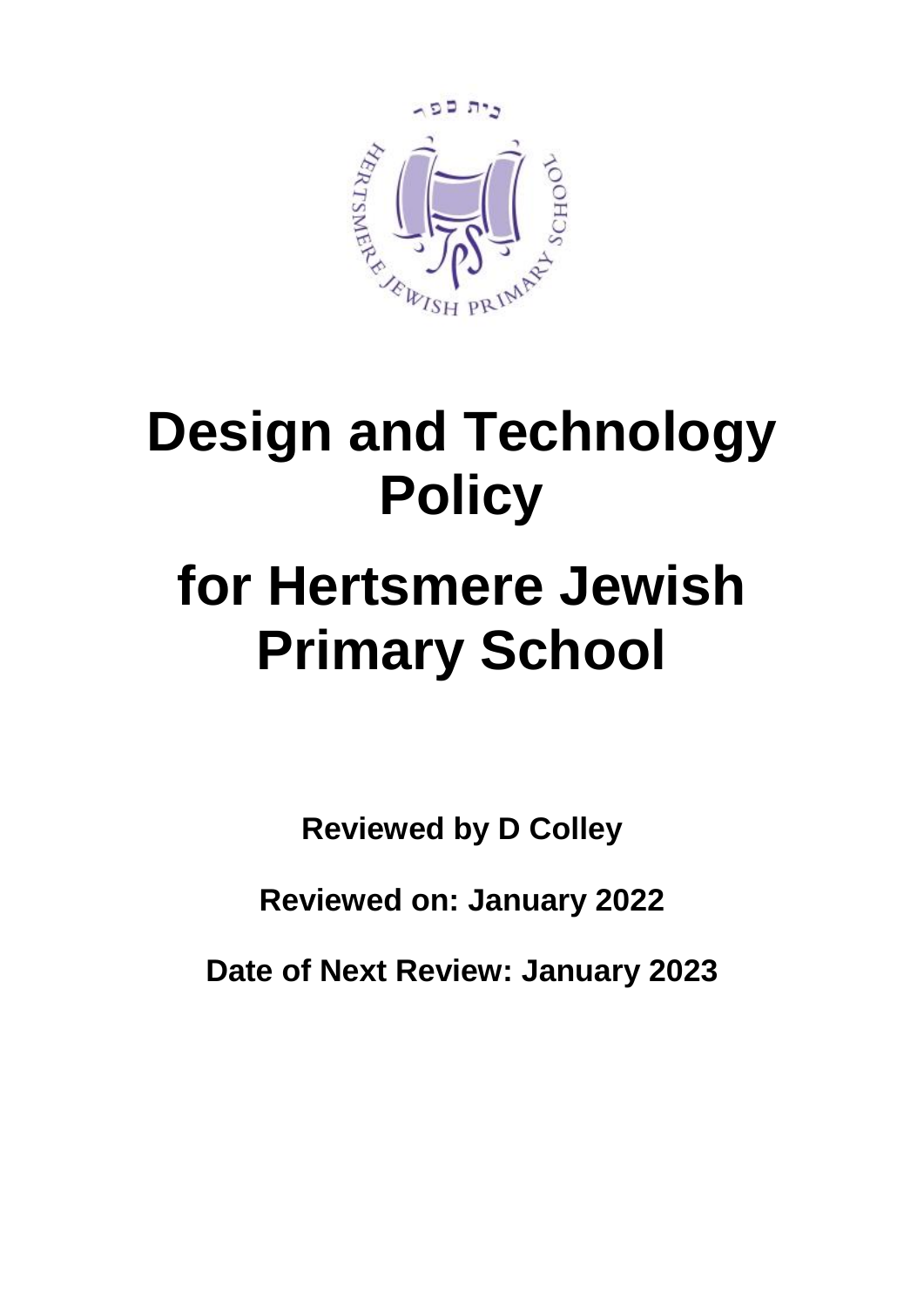# Design and Technology Policy

# for Hertsmere Jewish Primary School

**Reviewed by D Colley**

**Reviewed on: January 2022**

**Date of Next Review: January 2023**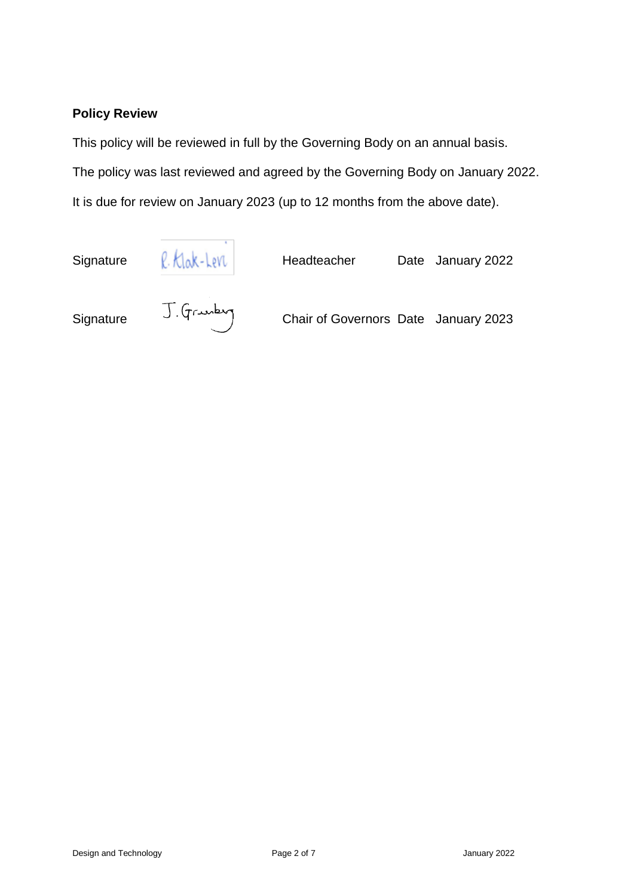## Policy Review

This policy will be reviewed in full by the Governing Body on an annual basis.

The policy was last reviewed and agreed by the Governing Body on January 2022.

It is due for review on January 2023 (up to 12 months from the above date).

| Signature | R. Klak-Levi | Headteacher | Date | January 2022 |
|---|---|---|---|---|
| Signature | J. Grunberg | Chair of Governors | Date | January 2023 |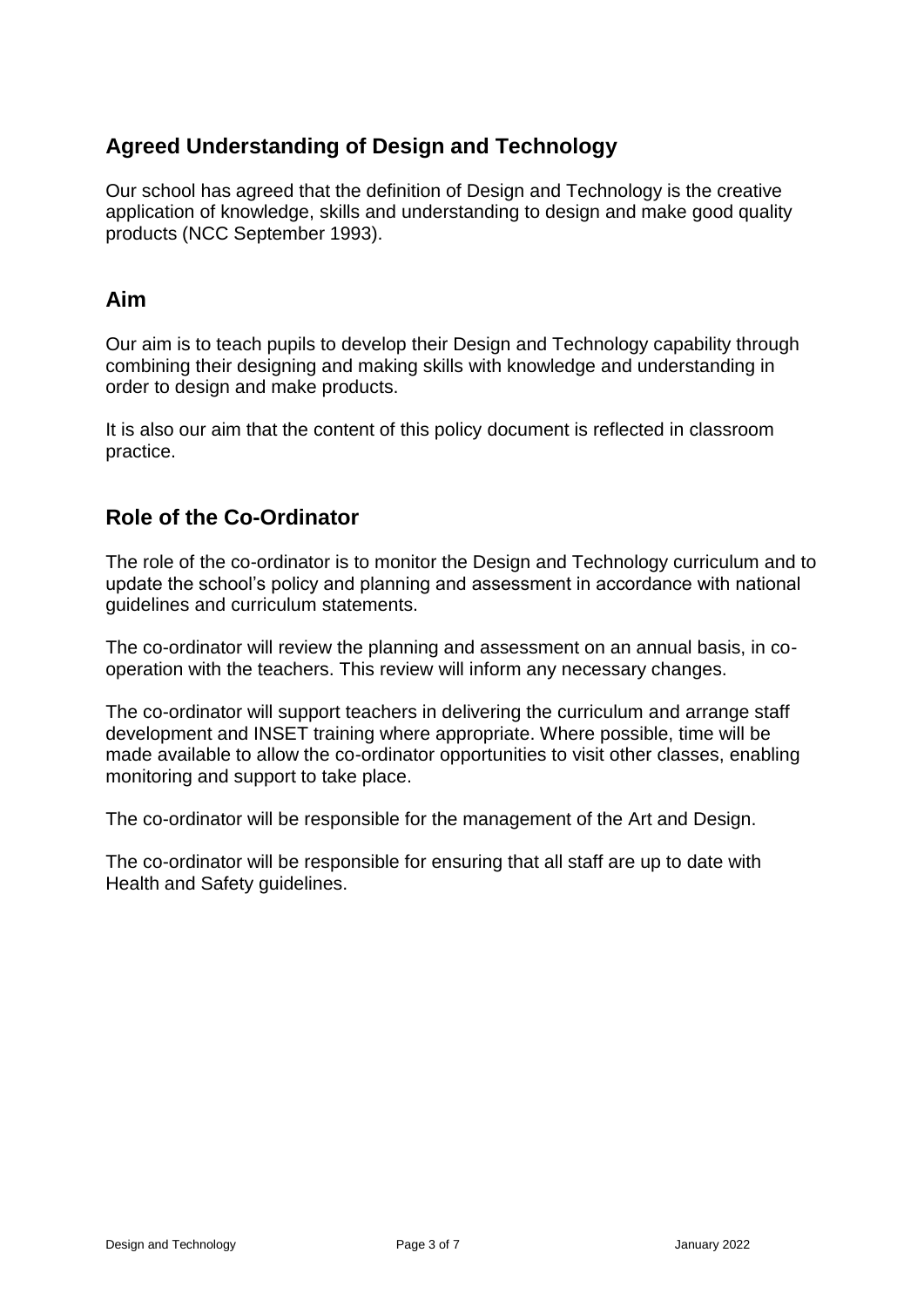## Agreed Understanding of Design and Technology

Our school has agreed that the definition of Design and Technology is the creative application of knowledge, skills and understanding to design and make good quality products (NCC September 1993).

## Aim

Our aim is to teach pupils to develop their Design and Technology capability through combining their designing and making skills with knowledge and understanding in order to design and make products.

It is also our aim that the content of this policy document is reflected in classroom practice.

## Role of the Co-Ordinator

The role of the co-ordinator is to monitor the Design and Technology curriculum and to update the school's policy and planning and assessment in accordance with national guidelines and curriculum statements.

The co-ordinator will review the planning and assessment on an annual basis, in co-operation with the teachers. This review will inform any necessary changes.

The co-ordinator will support teachers in delivering the curriculum and arrange staff development and INSET training where appropriate. Where possible, time will be made available to allow the co-ordinator opportunities to visit other classes, enabling monitoring and support to take place.

The co-ordinator will be responsible for the management of the Art and Design.

The co-ordinator will be responsible for ensuring that all staff are up to date with Health and Safety guidelines.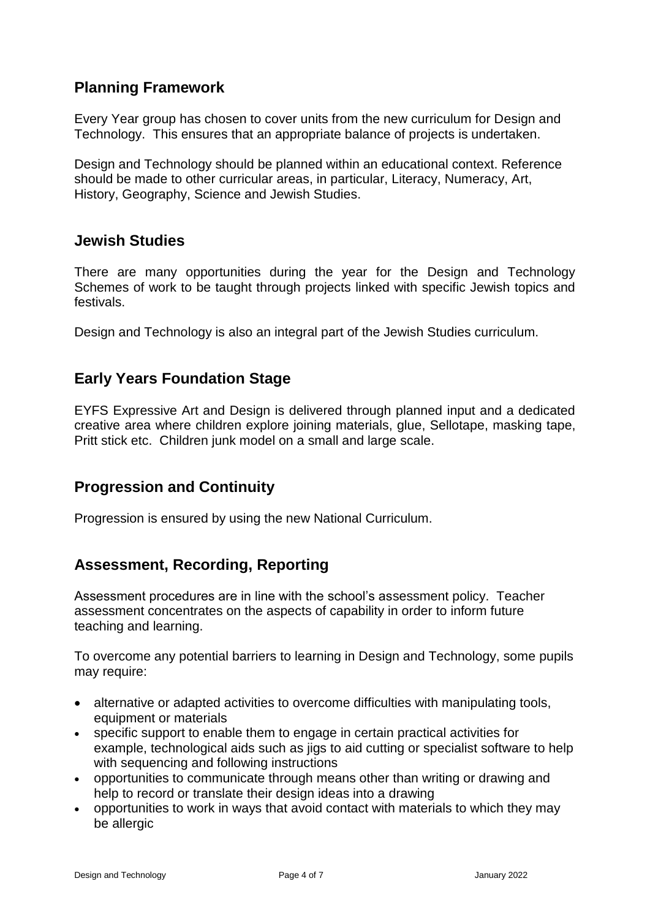## Planning Framework

Every Year group has chosen to cover units from the new curriculum for Design and Technology. This ensures that an appropriate balance of projects is undertaken.

Design and Technology should be planned within an educational context. Reference should be made to other curricular areas, in particular, Literacy, Numeracy, Art, History, Geography, Science and Jewish Studies.

## Jewish Studies

There are many opportunities during the year for the Design and Technology Schemes of work to be taught through projects linked with specific Jewish topics and festivals.

Design and Technology is also an integral part of the Jewish Studies curriculum.

## Early Years Foundation Stage

EYFS Expressive Art and Design is delivered through planned input and a dedicated creative area where children explore joining materials, glue, Sellotape, masking tape, Pritt stick etc. Children junk model on a small and large scale.

## Progression and Continuity

Progression is ensured by using the new National Curriculum.

## Assessment, Recording, Reporting

Assessment procedures are in line with the school's assessment policy. Teacher assessment concentrates on the aspects of capability in order to inform future teaching and learning.

To overcome any potential barriers to learning in Design and Technology, some pupils may require:

- alternative or adapted activities to overcome difficulties with manipulating tools, equipment or materials
- specific support to enable them to engage in certain practical activities for example, technological aids such as jigs to aid cutting or specialist software to help with sequencing and following instructions
- opportunities to communicate through means other than writing or drawing and help to record or translate their design ideas into a drawing
- opportunities to work in ways that avoid contact with materials to which they may be allergic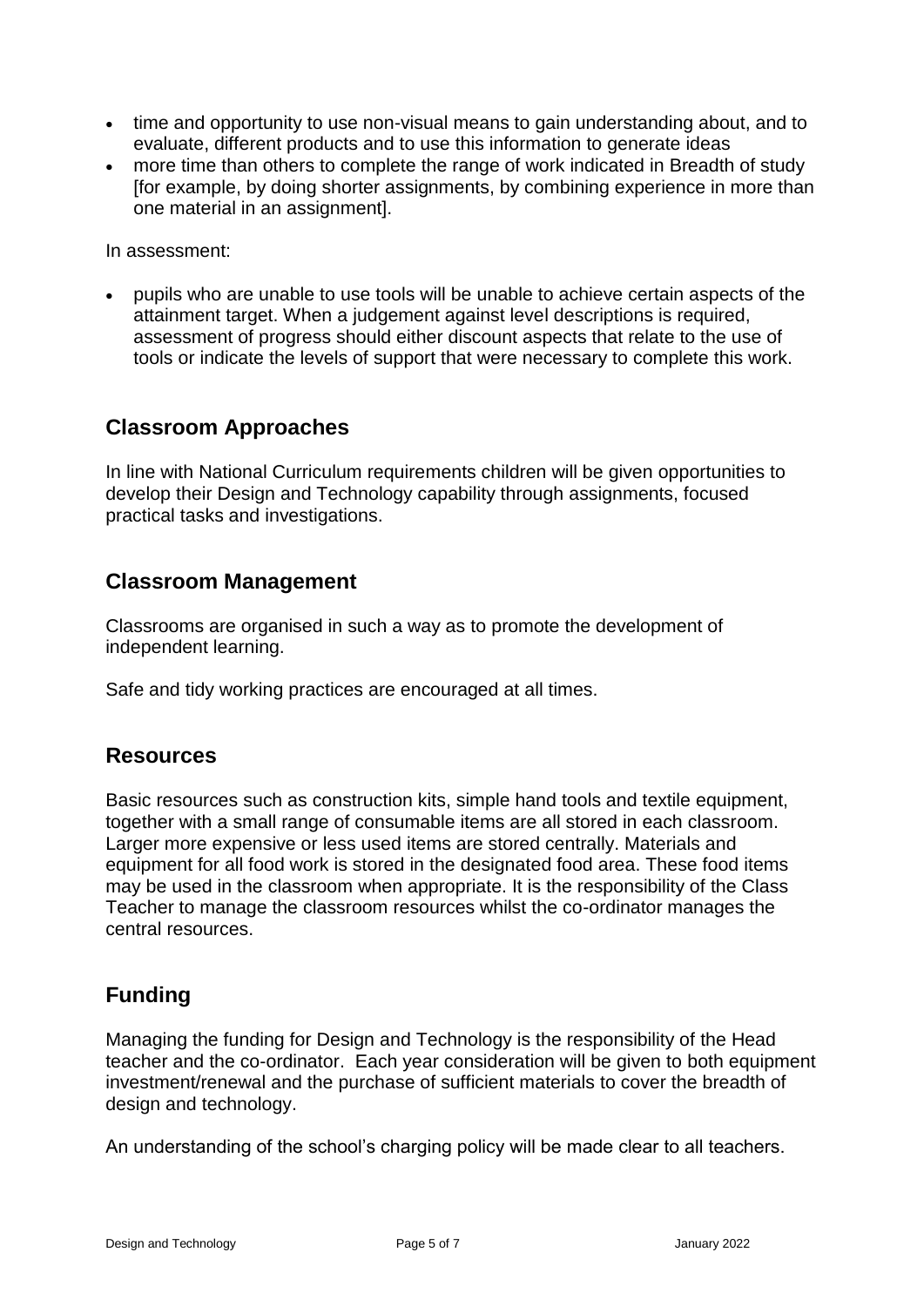- time and opportunity to use non-visual means to gain understanding about, and to evaluate, different products and to use this information to generate ideas
- more time than others to complete the range of work indicated in Breadth of study [for example, by doing shorter assignments, by combining experience in more than one material in an assignment].

In assessment:

- pupils who are unable to use tools will be unable to achieve certain aspects of the attainment target. When a judgement against level descriptions is required, assessment of progress should either discount aspects that relate to the use of tools or indicate the levels of support that were necessary to complete this work.

## Classroom Approaches

In line with National Curriculum requirements children will be given opportunities to develop their Design and Technology capability through assignments, focused practical tasks and investigations.

## Classroom Management

Classrooms are organised in such a way as to promote the development of independent learning.

Safe and tidy working practices are encouraged at all times.

## Resources

Basic resources such as construction kits, simple hand tools and textile equipment, together with a small range of consumable items are all stored in each classroom. Larger more expensive or less used items are stored centrally. Materials and equipment for all food work is stored in the designated food area. These food items may be used in the classroom when appropriate. It is the responsibility of the Class Teacher to manage the classroom resources whilst the co-ordinator manages the central resources.

## Funding

Managing the funding for Design and Technology is the responsibility of the Head teacher and the co-ordinator. Each year consideration will be given to both equipment investment/renewal and the purchase of sufficient materials to cover the breadth of design and technology.

An understanding of the school's charging policy will be made clear to all teachers.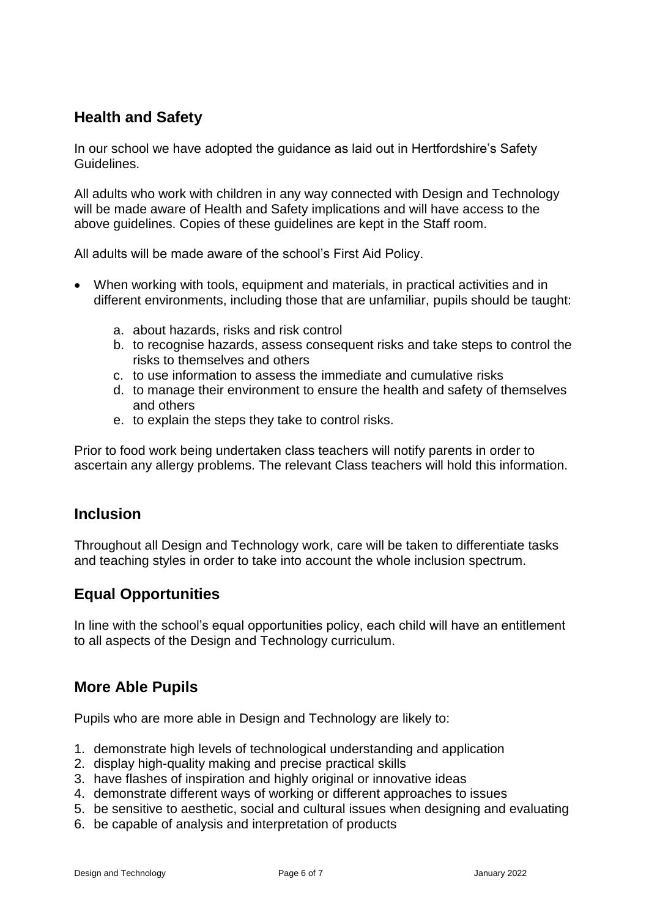## Health and Safety

In our school we have adopted the guidance as laid out in Hertfordshire's Safety Guidelines.

All adults who work with children in any way connected with Design and Technology will be made aware of Health and Safety implications and will have access to the above guidelines. Copies of these guidelines are kept in the Staff room.

All adults will be made aware of the school's First Aid Policy.

- When working with tools, equipment and materials, in practical activities and in different environments, including those that are unfamiliar, pupils should be taught:
    a. about hazards, risks and risk control
    b. to recognise hazards, assess consequent risks and take steps to control the risks to themselves and others
    c. to use information to assess the immediate and cumulative risks
    d. to manage their environment to ensure the health and safety of themselves and others
    e. to explain the steps they take to control risks.

Prior to food work being undertaken class teachers will notify parents in order to ascertain any allergy problems. The relevant Class teachers will hold this information.

## Inclusion

Throughout all Design and Technology work, care will be taken to differentiate tasks and teaching styles in order to take into account the whole inclusion spectrum.

## Equal Opportunities

In line with the school's equal opportunities policy, each child will have an entitlement to all aspects of the Design and Technology curriculum.

## More Able Pupils

Pupils who are more able in Design and Technology are likely to:

1. demonstrate high levels of technological understanding and application
2. display high-quality making and precise practical skills
3. have flashes of inspiration and highly original or innovative ideas
4. demonstrate different ways of working or different approaches to issues
5. be sensitive to aesthetic, social and cultural issues when designing and evaluating
6. be capable of analysis and interpretation of products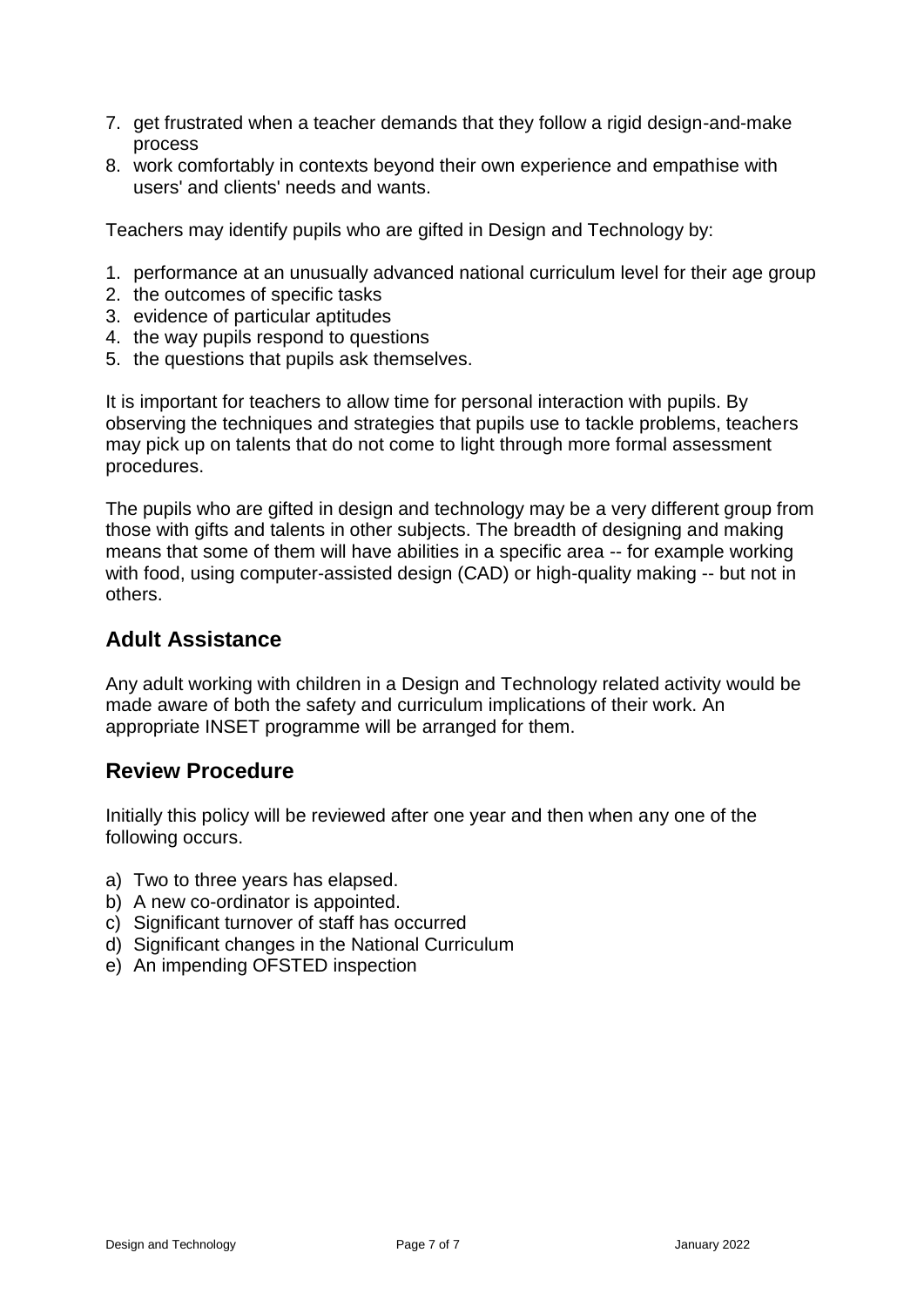7. get frustrated when a teacher demands that they follow a rigid design-and-make process
8. work comfortably in contexts beyond their own experience and empathise with users' and clients' needs and wants.

Teachers may identify pupils who are gifted in Design and Technology by:

1. performance at an unusually advanced national curriculum level for their age group
2. the outcomes of specific tasks
3. evidence of particular aptitudes
4. the way pupils respond to questions
5. the questions that pupils ask themselves.

It is important for teachers to allow time for personal interaction with pupils. By observing the techniques and strategies that pupils use to tackle problems, teachers may pick up on talents that do not come to light through more formal assessment procedures.

The pupils who are gifted in design and technology may be a very different group from those with gifts and talents in other subjects. The breadth of designing and making means that some of them will have abilities in a specific area -- for example working with food, using computer-assisted design (CAD) or high-quality making -- but not in others.

## Adult Assistance

Any adult working with children in a Design and Technology related activity would be made aware of both the safety and curriculum implications of their work. An appropriate INSET programme will be arranged for them.

## Review Procedure

Initially this policy will be reviewed after one year and then when any one of the following occurs.

a) Two to three years has elapsed.
b) A new co-ordinator is appointed.
c) Significant turnover of staff has occurred
d) Significant changes in the National Curriculum
e) An impending OFSTED inspection